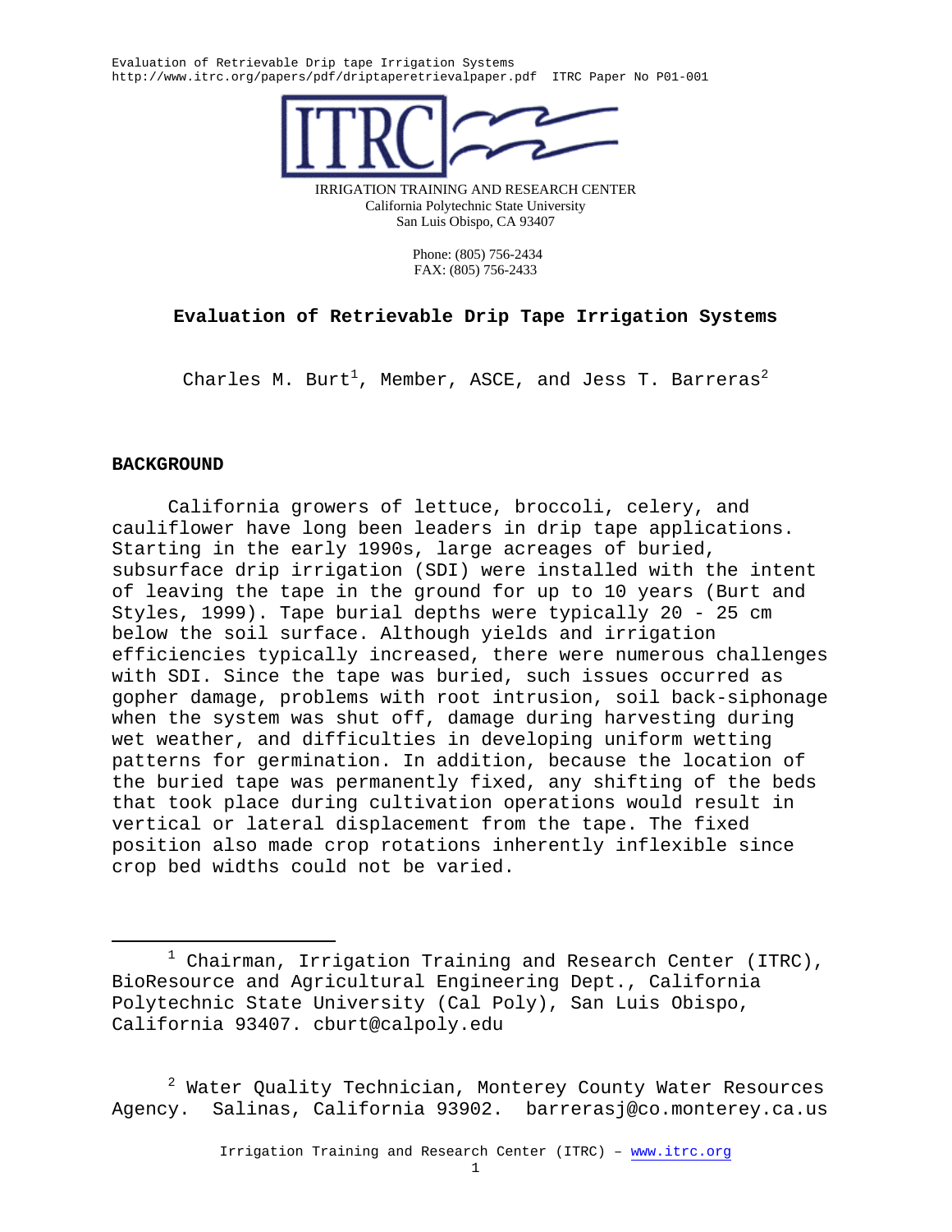IRRIGATION TRAINING AND RESEARCH CENTER
California Polytechnic State University
San Luis Obispo, CA 93407

Phone: (805) 756-2434
FAX: (805) 756-2433

# Evaluation of Retrievable Drip Tape Irrigation Systems

Charles M. Burt[1], Member, ASCE, and Jess T. Barreras[2]

## BACKGROUND

California growers of lettuce, broccoli, celery, and cauliflower have long been leaders in drip tape applications. Starting in the early 1990s, large acreages of buried, subsurface drip irrigation (SDI) were installed with the intent of leaving the tape in the ground for up to 10 years (Burt and Styles, 1999). Tape burial depths were typically 20 - 25 cm below the soil surface. Although yields and irrigation efficiencies typically increased, there were numerous challenges with SDI. Since the tape was buried, such issues occurred as gopher damage, problems with root intrusion, soil back-siphonage when the system was shut off, damage during harvesting during wet weather, and difficulties in developing uniform wetting patterns for germination. In addition, because the location of the buried tape was permanently fixed, any shifting of the beds that took place during cultivation operations would result in vertical or lateral displacement from the tape. The fixed position also made crop rotations inherently inflexible since crop bed widths could not be varied.

---

[1] Chairman, Irrigation Training and Research Center (ITRC), BioResource and Agricultural Engineering Dept., California Polytechnic State University (Cal Poly), San Luis Obispo, California 93407. cburt@calpoly.edu

[2] Water Quality Technician, Monterey County Water Resources Agency. Salinas, California 93902. barrerasj@co.monterey.ca.us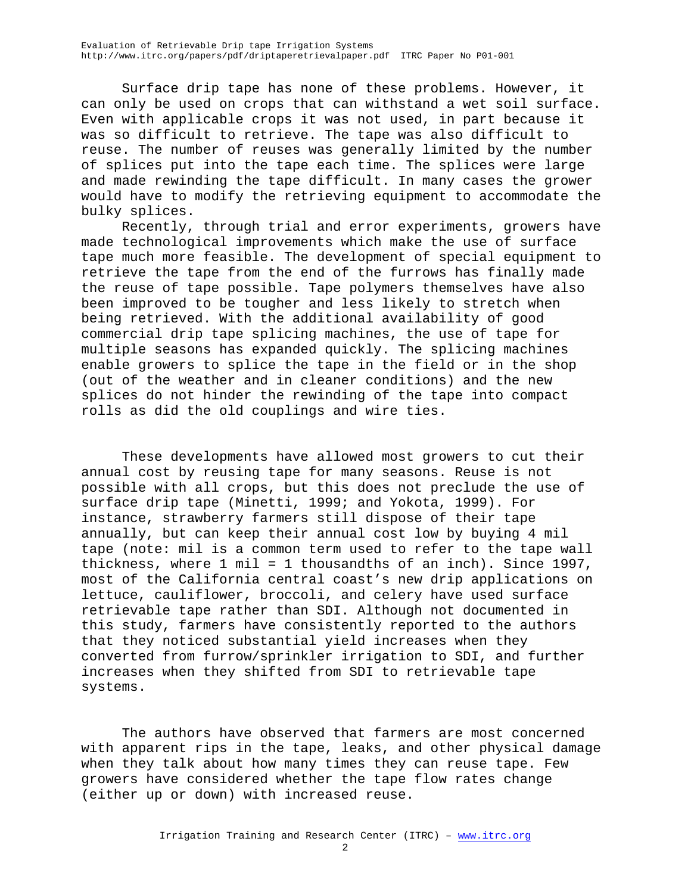Surface drip tape has none of these problems. However, it can only be used on crops that can withstand a wet soil surface. Even with applicable crops it was not used, in part because it was so difficult to retrieve. The tape was also difficult to reuse. The number of reuses was generally limited by the number of splices put into the tape each time. The splices were large and made rewinding the tape difficult. In many cases the grower would have to modify the retrieving equipment to accommodate the bulky splices.

Recently, through trial and error experiments, growers have made technological improvements which make the use of surface tape much more feasible. The development of special equipment to retrieve the tape from the end of the furrows has finally made the reuse of tape possible. Tape polymers themselves have also been improved to be tougher and less likely to stretch when being retrieved. With the additional availability of good commercial drip tape splicing machines, the use of tape for multiple seasons has expanded quickly. The splicing machines enable growers to splice the tape in the field or in the shop (out of the weather and in cleaner conditions) and the new splices do not hinder the rewinding of the tape into compact rolls as did the old couplings and wire ties.

These developments have allowed most growers to cut their annual cost by reusing tape for many seasons. Reuse is not possible with all crops, but this does not preclude the use of surface drip tape (Minetti, 1999; and Yokota, 1999). For instance, strawberry farmers still dispose of their tape annually, but can keep their annual cost low by buying 4 mil tape (note: mil is a common term used to refer to the tape wall thickness, where 1 mil = 1 thousandths of an inch). Since 1997, most of the California central coast's new drip applications on lettuce, cauliflower, broccoli, and celery have used surface retrievable tape rather than SDI. Although not documented in this study, farmers have consistently reported to the authors that they noticed substantial yield increases when they converted from furrow/sprinkler irrigation to SDI, and further increases when they shifted from SDI to retrievable tape systems.

The authors have observed that farmers are most concerned with apparent rips in the tape, leaks, and other physical damage when they talk about how many times they can reuse tape. Few growers have considered whether the tape flow rates change (either up or down) with increased reuse.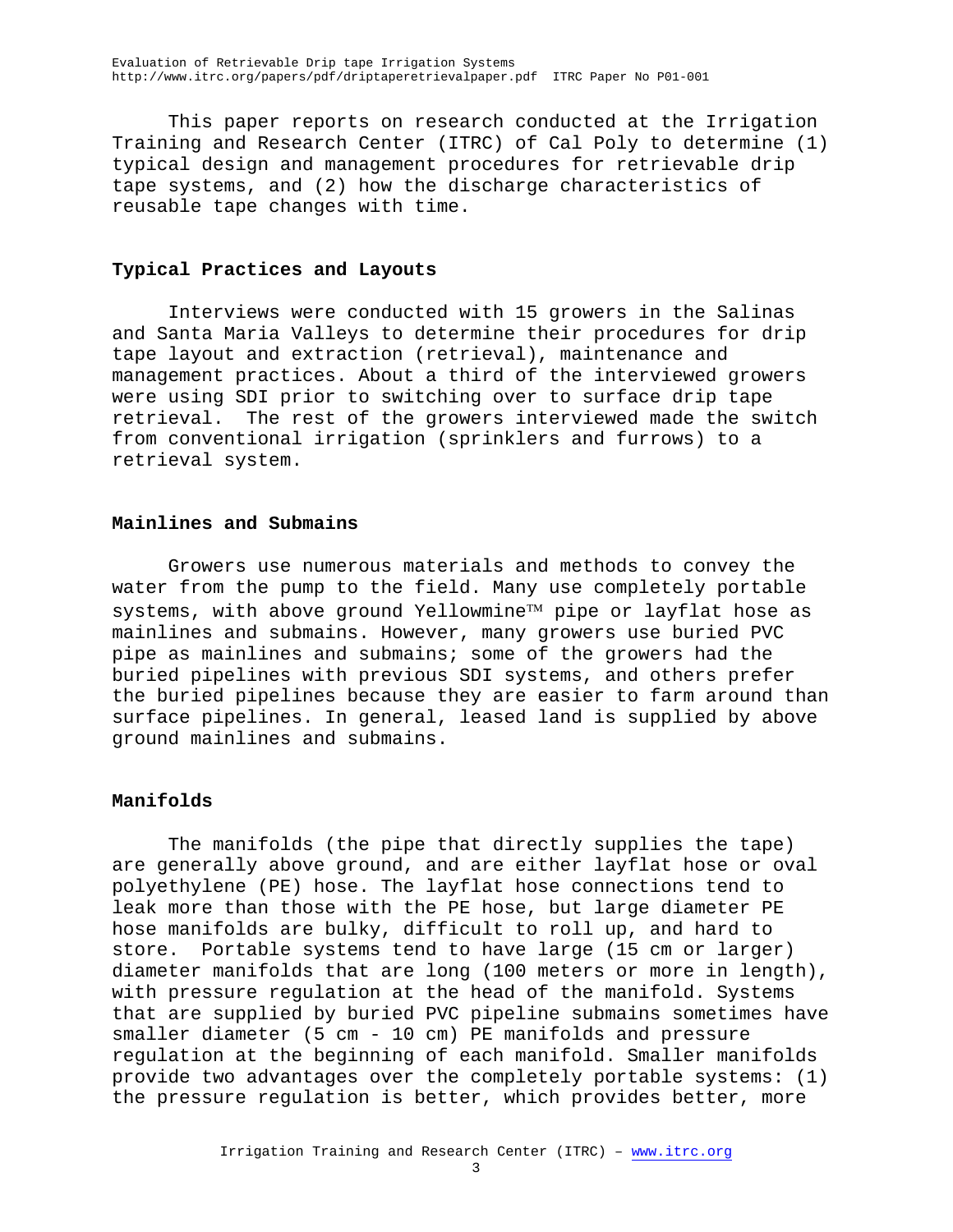This paper reports on research conducted at the Irrigation Training and Research Center (ITRC) of Cal Poly to determine (1) typical design and management procedures for retrievable drip tape systems, and (2) how the discharge characteristics of reusable tape changes with time.

## Typical Practices and Layouts

Interviews were conducted with 15 growers in the Salinas and Santa Maria Valleys to determine their procedures for drip tape layout and extraction (retrieval), maintenance and management practices. About a third of the interviewed growers were using SDI prior to switching over to surface drip tape retrieval. The rest of the growers interviewed made the switch from conventional irrigation (sprinklers and furrows) to a retrieval system.

## Mainlines and Submains

Growers use numerous materials and methods to convey the water from the pump to the field. Many use completely portable systems, with above ground Yellowmine™ pipe or layflat hose as mainlines and submains. However, many growers use buried PVC pipe as mainlines and submains; some of the growers had the buried pipelines with previous SDI systems, and others prefer the buried pipelines because they are easier to farm around than surface pipelines. In general, leased land is supplied by above ground mainlines and submains.

## Manifolds

The manifolds (the pipe that directly supplies the tape) are generally above ground, and are either layflat hose or oval polyethylene (PE) hose. The layflat hose connections tend to leak more than those with the PE hose, but large diameter PE hose manifolds are bulky, difficult to roll up, and hard to store. Portable systems tend to have large (15 cm or larger) diameter manifolds that are long (100 meters or more in length), with pressure regulation at the head of the manifold. Systems that are supplied by buried PVC pipeline submains sometimes have smaller diameter (5 cm - 10 cm) PE manifolds and pressure regulation at the beginning of each manifold. Smaller manifolds provide two advantages over the completely portable systems: (1) the pressure regulation is better, which provides better, more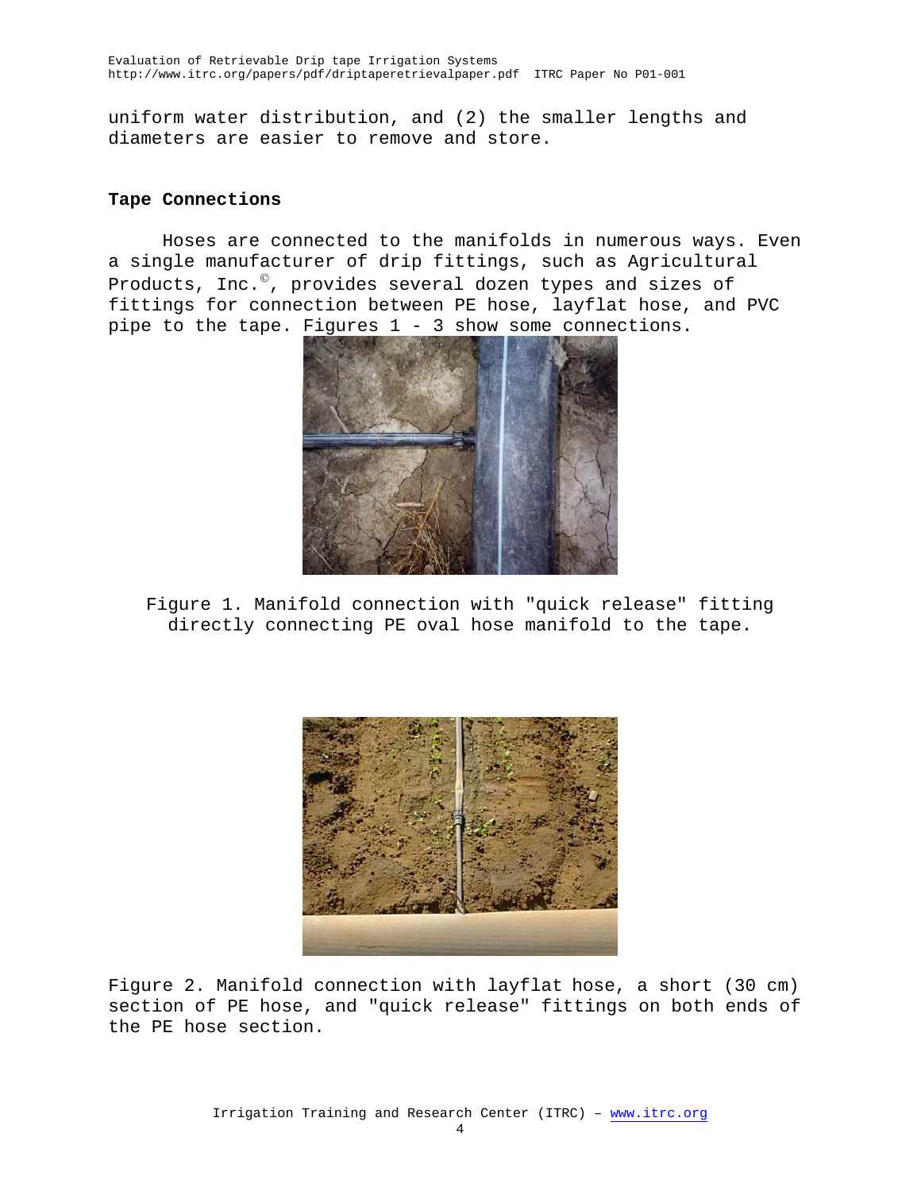uniform water distribution, and (2) the smaller lengths and diameters are easier to remove and store.

**Tape Connections**

Hoses are connected to the manifolds in numerous ways. Even a single manufacturer of drip fittings, such as Agricultural Products, Inc.©, provides several dozen types and sizes of fittings for connection between PE hose, layflat hose, and PVC pipe to the tape. Figures 1 - 3 show some connections.

Figure 1. Manifold connection with "quick release" fitting directly connecting PE oval hose manifold to the tape.

Figure 2. Manifold connection with layflat hose, a short (30 cm) section of PE hose, and "quick release" fittings on both ends of the PE hose section.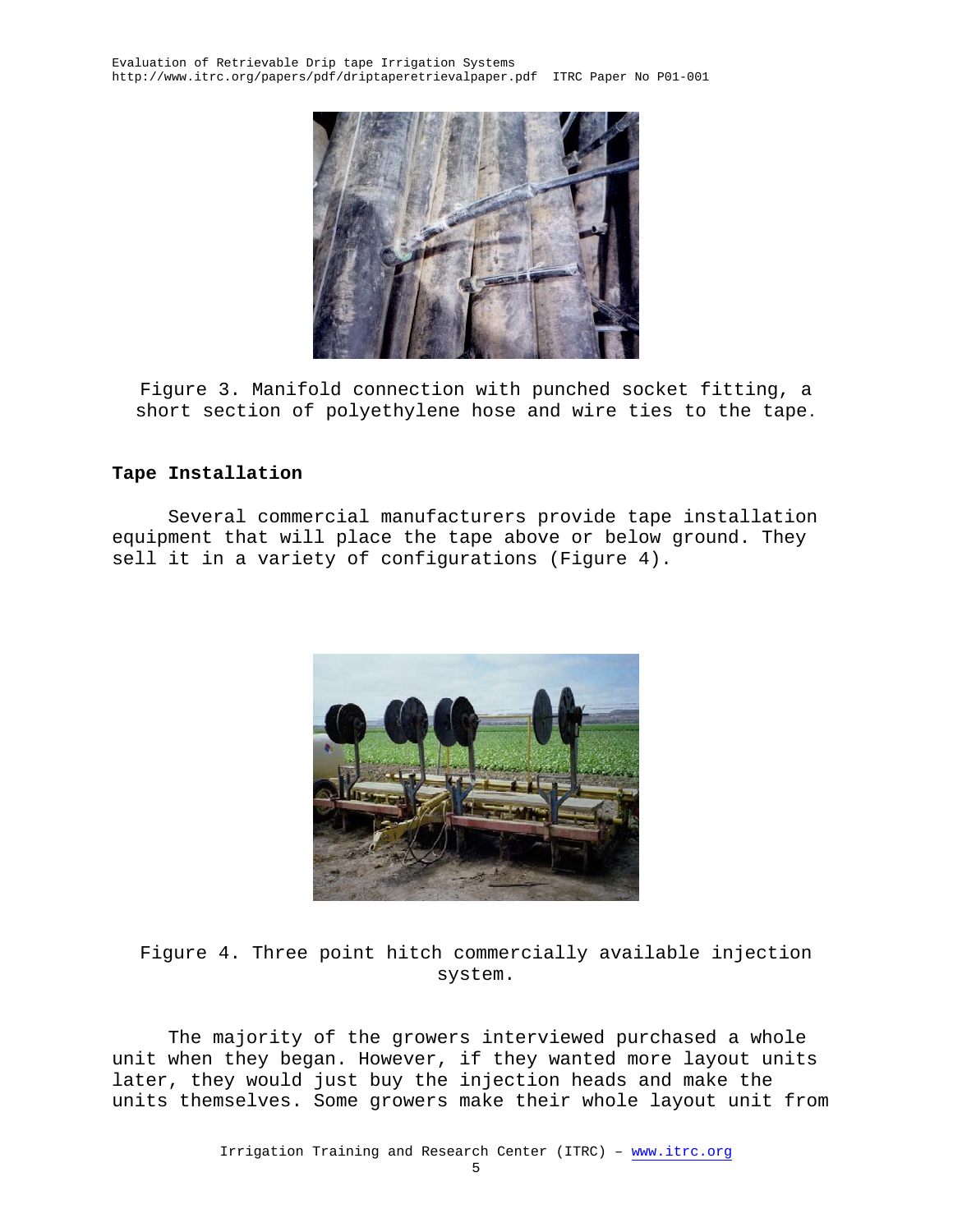Figure 3. Manifold connection with punched socket fitting, a short section of polyethylene hose and wire ties to the tape.

### Tape Installation

Several commercial manufacturers provide tape installation equipment that will place the tape above or below ground. They sell it in a variety of configurations (Figure 4).

Figure 4. Three point hitch commercially available injection system.

The majority of the growers interviewed purchased a whole unit when they began. However, if they wanted more layout units later, they would just buy the injection heads and make the units themselves. Some growers make their whole layout unit from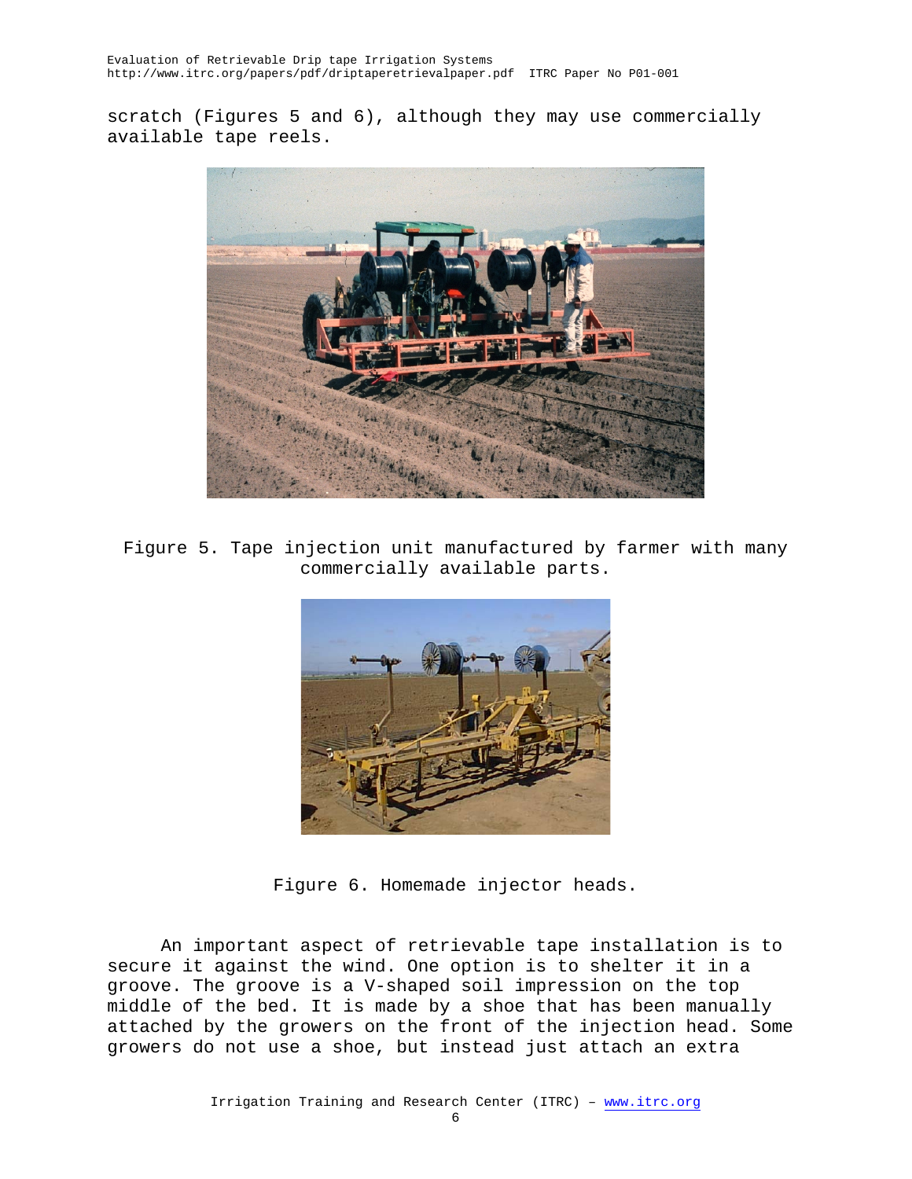scratch (Figures 5 and 6), although they may use commercially available tape reels.

Figure 5. Tape injection unit manufactured by farmer with many commercially available parts.

Figure 6. Homemade injector heads.

An important aspect of retrievable tape installation is to secure it against the wind. One option is to shelter it in a groove. The groove is a V-shaped soil impression on the top middle of the bed. It is made by a shoe that has been manually attached by the growers on the front of the injection head. Some growers do not use a shoe, but instead just attach an extra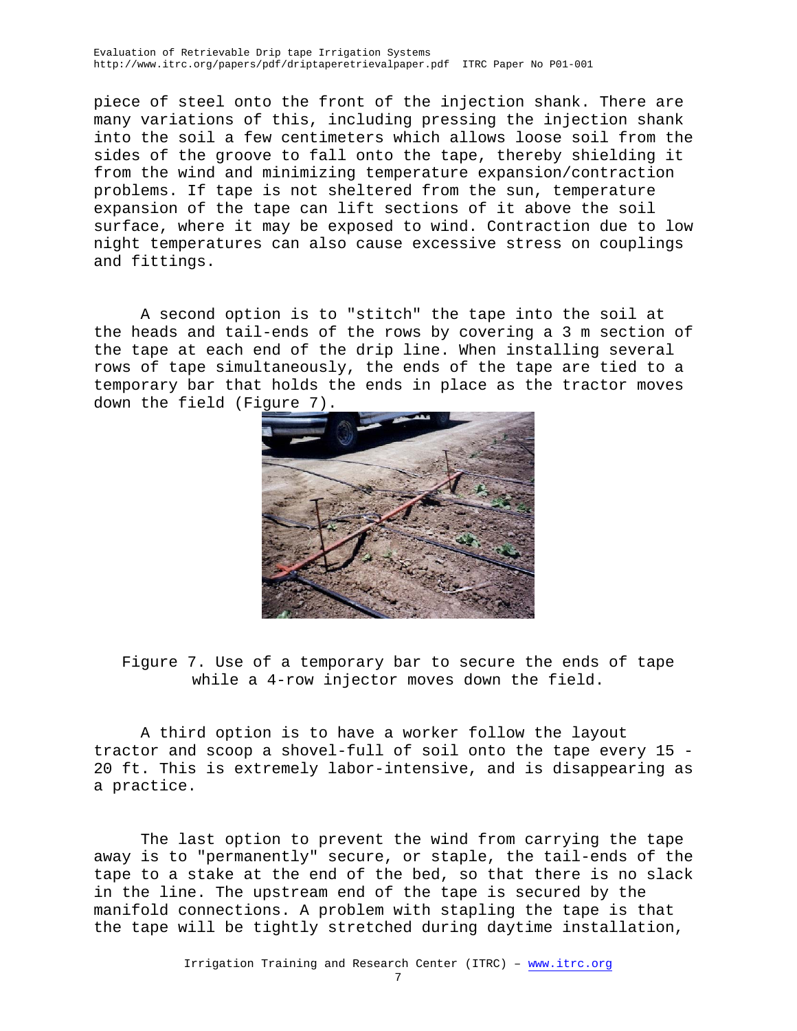piece of steel onto the front of the injection shank. There are many variations of this, including pressing the injection shank into the soil a few centimeters which allows loose soil from the sides of the groove to fall onto the tape, thereby shielding it from the wind and minimizing temperature expansion/contraction problems. If tape is not sheltered from the sun, temperature expansion of the tape can lift sections of it above the soil surface, where it may be exposed to wind. Contraction due to low night temperatures can also cause excessive stress on couplings and fittings.

A second option is to "stitch" the tape into the soil at the heads and tail-ends of the rows by covering a 3 m section of the tape at each end of the drip line. When installing several rows of tape simultaneously, the ends of the tape are tied to a temporary bar that holds the ends in place as the tractor moves down the field (Figure 7).

Figure 7. Use of a temporary bar to secure the ends of tape while a 4-row injector moves down the field.

A third option is to have a worker follow the layout tractor and scoop a shovel-full of soil onto the tape every 15 - 20 ft. This is extremely labor-intensive, and is disappearing as a practice.

The last option to prevent the wind from carrying the tape away is to "permanently" secure, or staple, the tail-ends of the tape to a stake at the end of the bed, so that there is no slack in the line. The upstream end of the tape is secured by the manifold connections. A problem with stapling the tape is that the tape will be tightly stretched during daytime installation,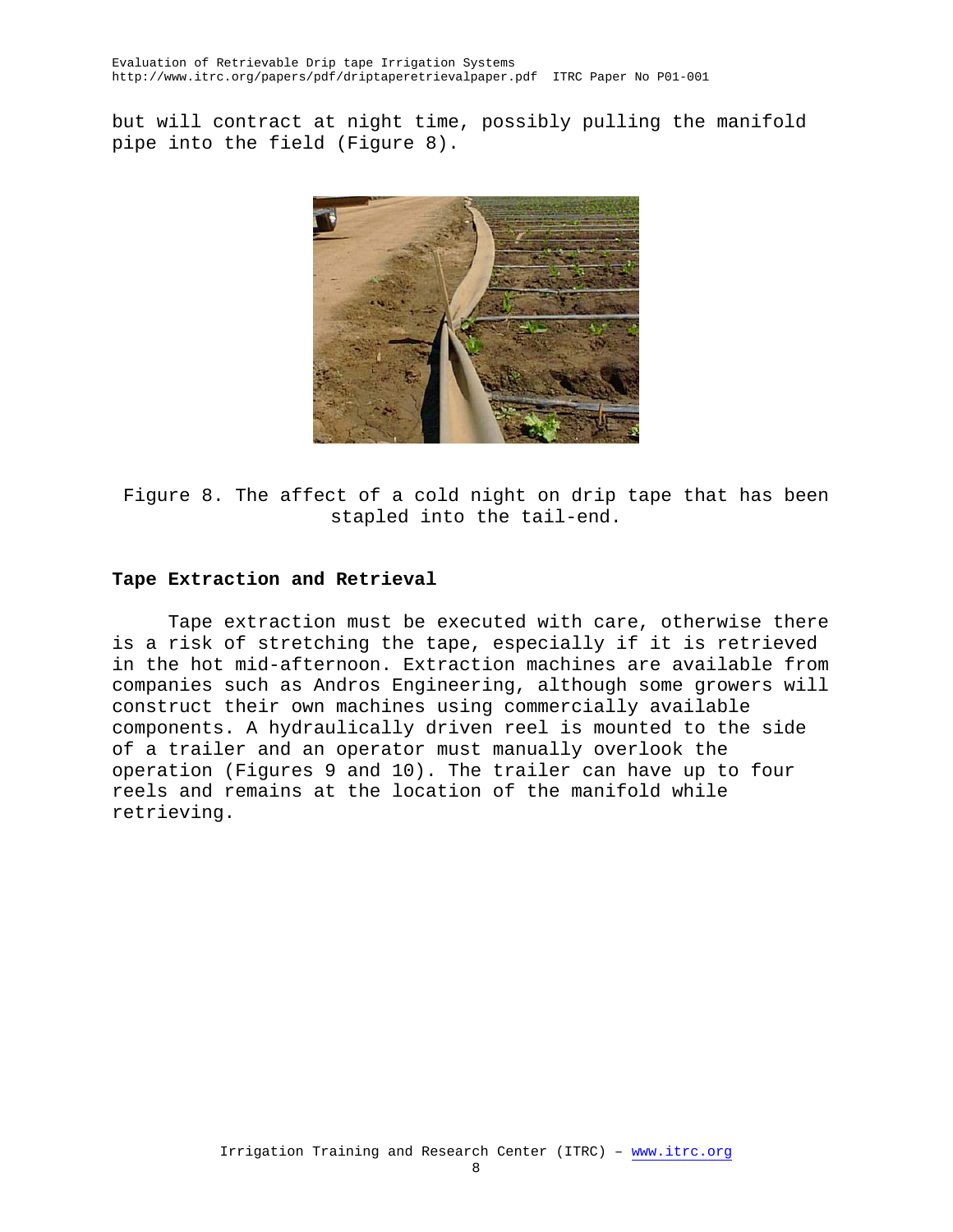but will contract at night time, possibly pulling the manifold pipe into the field (Figure 8).

Figure 8. The affect of a cold night on drip tape that has been stapled into the tail-end.

**Tape Extraction and Retrieval**

Tape extraction must be executed with care, otherwise there is a risk of stretching the tape, especially if it is retrieved in the hot mid-afternoon. Extraction machines are available from companies such as Andros Engineering, although some growers will construct their own machines using commercially available components. A hydraulically driven reel is mounted to the side of a trailer and an operator must manually overlook the operation (Figures 9 and 10). The trailer can have up to four reels and remains at the location of the manifold while retrieving.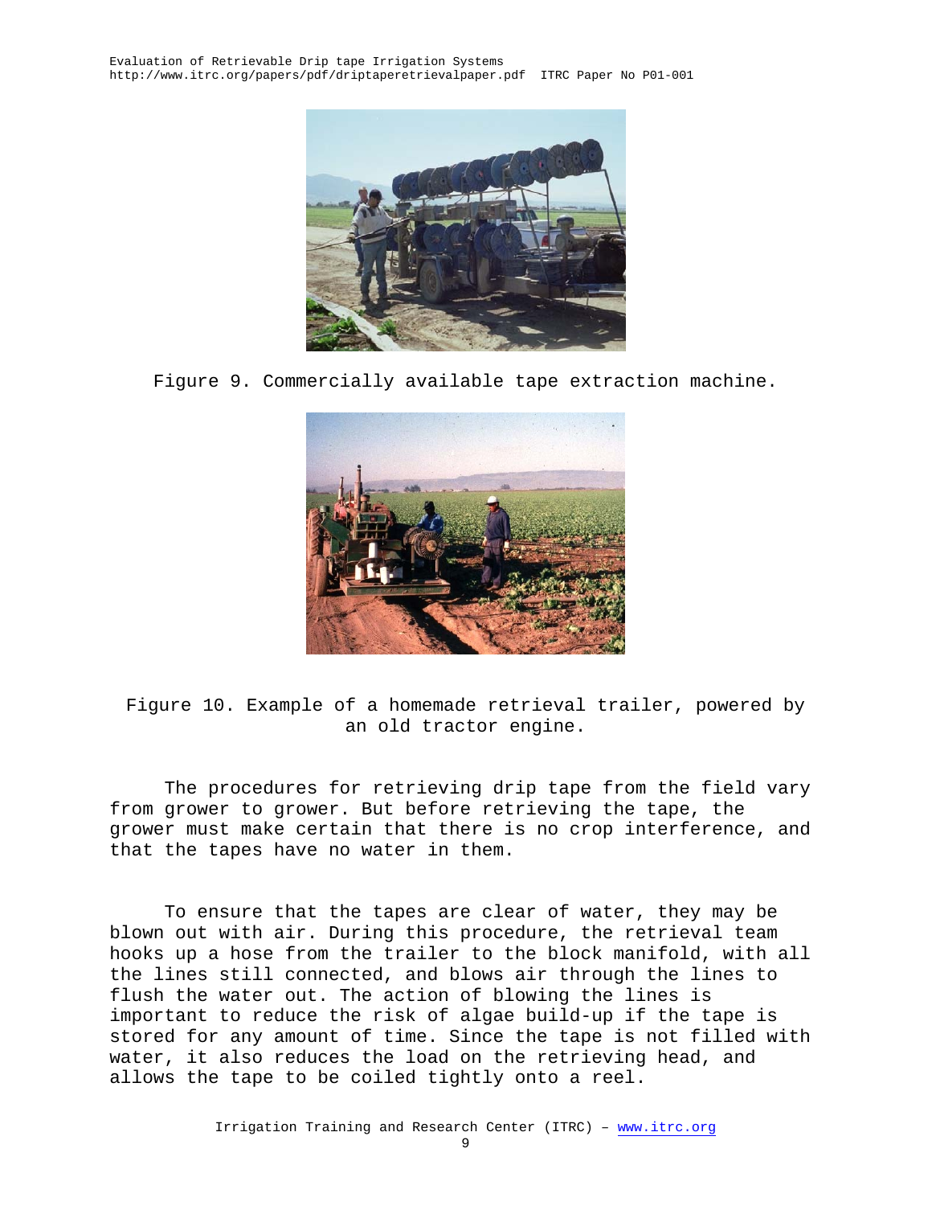Figure 9. Commercially available tape extraction machine.

Figure 10. Example of a homemade retrieval trailer, powered by an old tractor engine.

The procedures for retrieving drip tape from the field vary from grower to grower. But before retrieving the tape, the grower must make certain that there is no crop interference, and that the tapes have no water in them.

To ensure that the tapes are clear of water, they may be blown out with air. During this procedure, the retrieval team hooks up a hose from the trailer to the block manifold, with all the lines still connected, and blows air through the lines to flush the water out. The action of blowing the lines is important to reduce the risk of algae build-up if the tape is stored for any amount of time. Since the tape is not filled with water, it also reduces the load on the retrieving head, and allows the tape to be coiled tightly onto a reel.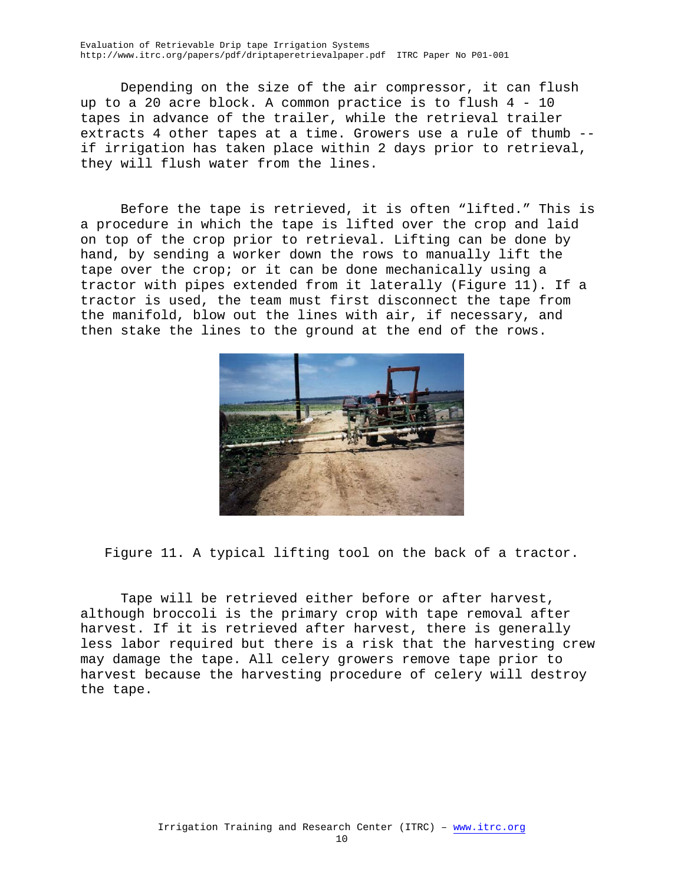Depending on the size of the air compressor, it can flush up to a 20 acre block. A common practice is to flush 4 - 10 tapes in advance of the trailer, while the retrieval trailer extracts 4 other tapes at a time. Growers use a rule of thumb -- if irrigation has taken place within 2 days prior to retrieval, they will flush water from the lines.

Before the tape is retrieved, it is often "lifted." This is a procedure in which the tape is lifted over the crop and laid on top of the crop prior to retrieval. Lifting can be done by hand, by sending a worker down the rows to manually lift the tape over the crop; or it can be done mechanically using a tractor with pipes extended from it laterally (Figure 11). If a tractor is used, the team must first disconnect the tape from the manifold, blow out the lines with air, if necessary, and then stake the lines to the ground at the end of the rows.

Figure 11. A typical lifting tool on the back of a tractor.

Tape will be retrieved either before or after harvest, although broccoli is the primary crop with tape removal after harvest. If it is retrieved after harvest, there is generally less labor required but there is a risk that the harvesting crew may damage the tape. All celery growers remove tape prior to harvest because the harvesting procedure of celery will destroy the tape.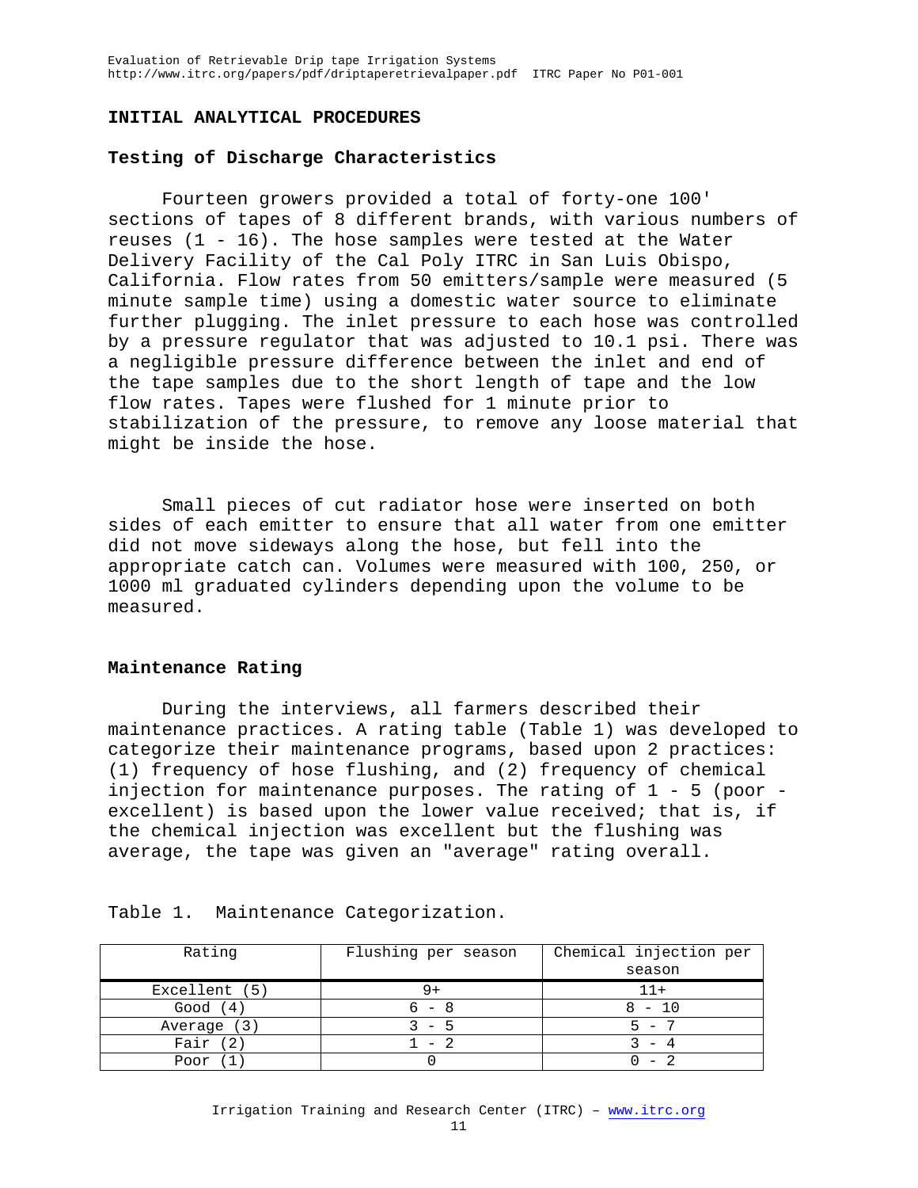## INITIAL ANALYTICAL PROCEDURES

### Testing of Discharge Characteristics

Fourteen growers provided a total of forty-one 100' sections of tapes of 8 different brands, with various numbers of reuses (1 - 16). The hose samples were tested at the Water Delivery Facility of the Cal Poly ITRC in San Luis Obispo, California. Flow rates from 50 emitters/sample were measured (5 minute sample time) using a domestic water source to eliminate further plugging. The inlet pressure to each hose was controlled by a pressure regulator that was adjusted to 10.1 psi. There was a negligible pressure difference between the inlet and end of the tape samples due to the short length of tape and the low flow rates. Tapes were flushed for 1 minute prior to stabilization of the pressure, to remove any loose material that might be inside the hose.

Small pieces of cut radiator hose were inserted on both sides of each emitter to ensure that all water from one emitter did not move sideways along the hose, but fell into the appropriate catch can. Volumes were measured with 100, 250, or 1000 ml graduated cylinders depending upon the volume to be measured.

### Maintenance Rating

During the interviews, all farmers described their maintenance practices. A rating table (Table 1) was developed to categorize their maintenance programs, based upon 2 practices: (1) frequency of hose flushing, and (2) frequency of chemical injection for maintenance purposes. The rating of 1 - 5 (poor - excellent) is based upon the lower value received; that is, if the chemical injection was excellent but the flushing was average, the tape was given an "average" rating overall.

Table 1. Maintenance Categorization.

| Rating | Flushing per season | Chemical injection per season |
|---|---|---|
| Excellent (5) | 9+ | 11+ |
| Good (4) | 6 - 8 | 8 - 10 |
| Average (3) | 3 - 5 | 5 - 7 |
| Fair (2) | 1 - 2 | 3 - 4 |
| Poor (1) | 0 | 0 - 2 |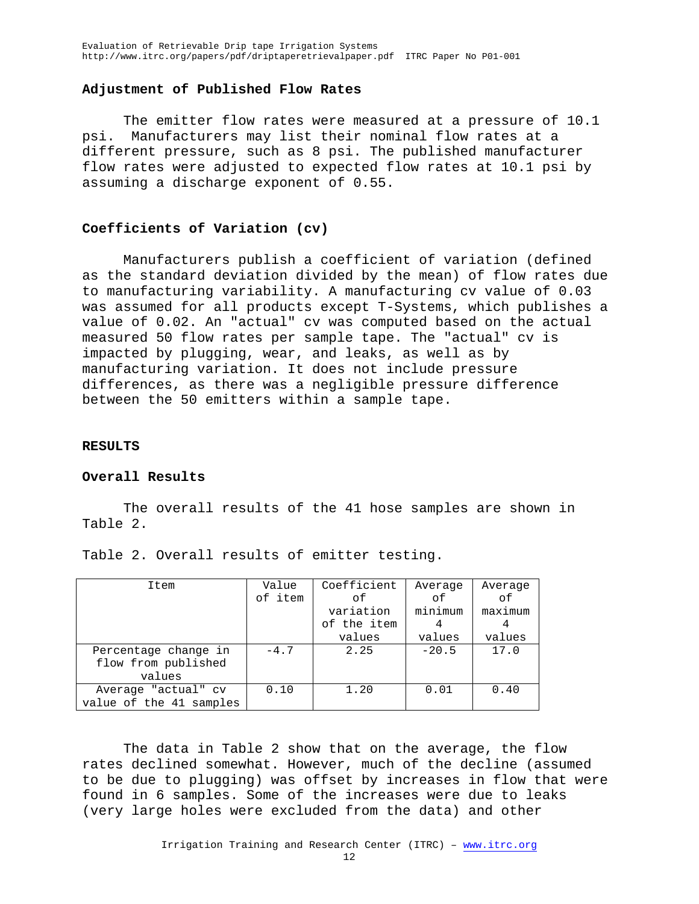## Adjustment of Published Flow Rates

The emitter flow rates were measured at a pressure of 10.1 psi. Manufacturers may list their nominal flow rates at a different pressure, such as 8 psi. The published manufacturer flow rates were adjusted to expected flow rates at 10.1 psi by assuming a discharge exponent of 0.55.

## Coefficients of Variation (cv)

Manufacturers publish a coefficient of variation (defined as the standard deviation divided by the mean) of flow rates due to manufacturing variability. A manufacturing cv value of 0.03 was assumed for all products except T-Systems, which publishes a value of 0.02. An "actual" cv was computed based on the actual measured 50 flow rates per sample tape. The "actual" cv is impacted by plugging, wear, and leaks, as well as by manufacturing variation. It does not include pressure differences, as there was a negligible pressure difference between the 50 emitters within a sample tape.

# RESULTS

## Overall Results

The overall results of the 41 hose samples are shown in Table 2.

Table 2. Overall results of emitter testing.

| Item | Value of item | Coefficient of variation of the item values | Average of minimum 4 values | Average of maximum 4 values |
|---|---|---|---|---|
| Percentage change in flow from published values | -4.7 | 2.25 | -20.5 | 17.0 |
| Average "actual" cv value of the 41 samples | 0.10 | 1.20 | 0.01 | 0.40 |

The data in Table 2 show that on the average, the flow rates declined somewhat. However, much of the decline (assumed to be due to plugging) was offset by increases in flow that were found in 6 samples. Some of the increases were due to leaks (very large holes were excluded from the data) and other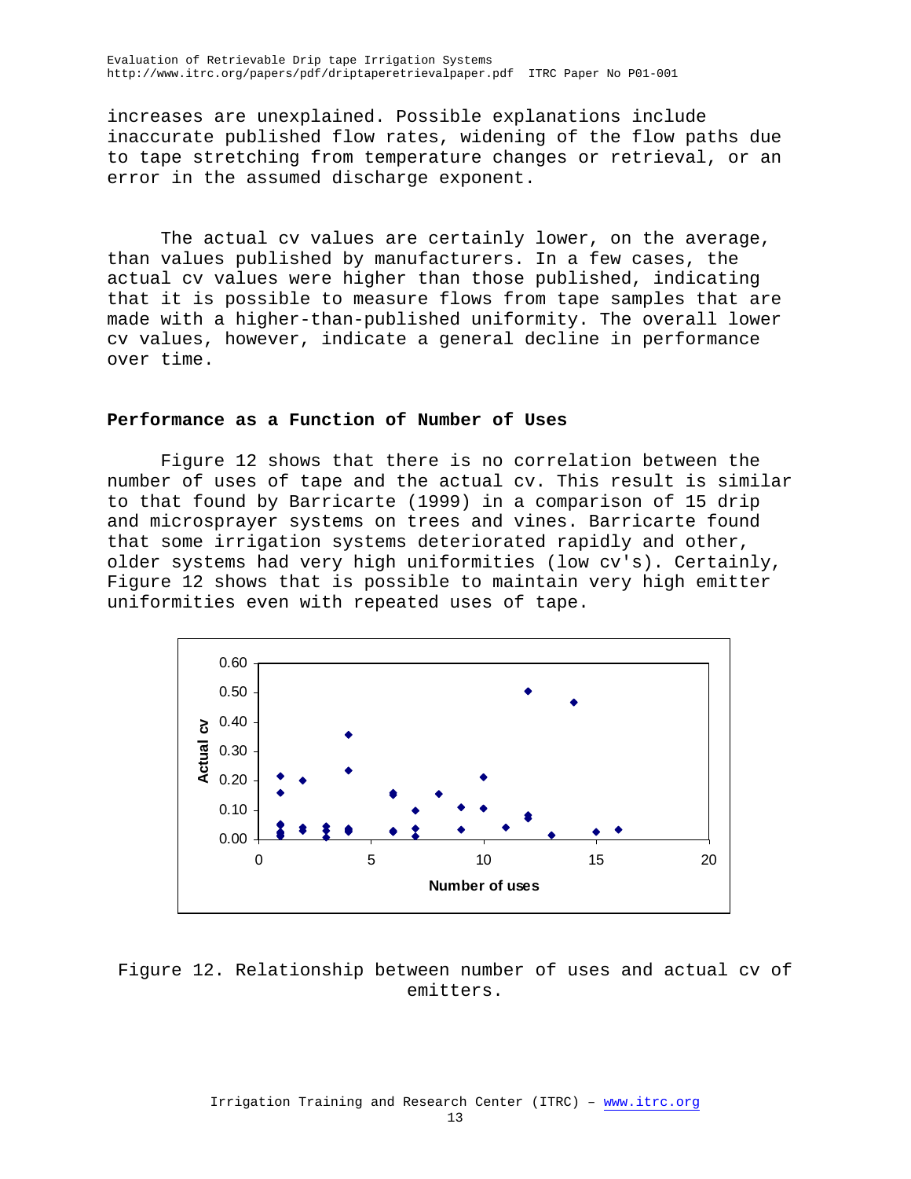increases are unexplained. Possible explanations include inaccurate published flow rates, widening of the flow paths due to tape stretching from temperature changes or retrieval, or an error in the assumed discharge exponent.

The actual cv values are certainly lower, on the average, than values published by manufacturers. In a few cases, the actual cv values were higher than those published, indicating that it is possible to measure flows from tape samples that are made with a higher-than-published uniformity. The overall lower cv values, however, indicate a general decline in performance over time.

## Performance as a Function of Number of Uses

Figure 12 shows that there is no correlation between the number of uses of tape and the actual cv. This result is similar to that found by Barricarte (1999) in a comparison of 15 drip and microsprayer systems on trees and vines. Barricarte found that some irrigation systems deteriorated rapidly and other, older systems had very high uniformities (low cv's). Certainly, Figure 12 shows that is possible to maintain very high emitter uniformities even with repeated uses of tape.

Figure 12. Relationship between number of uses and actual cv of emitters.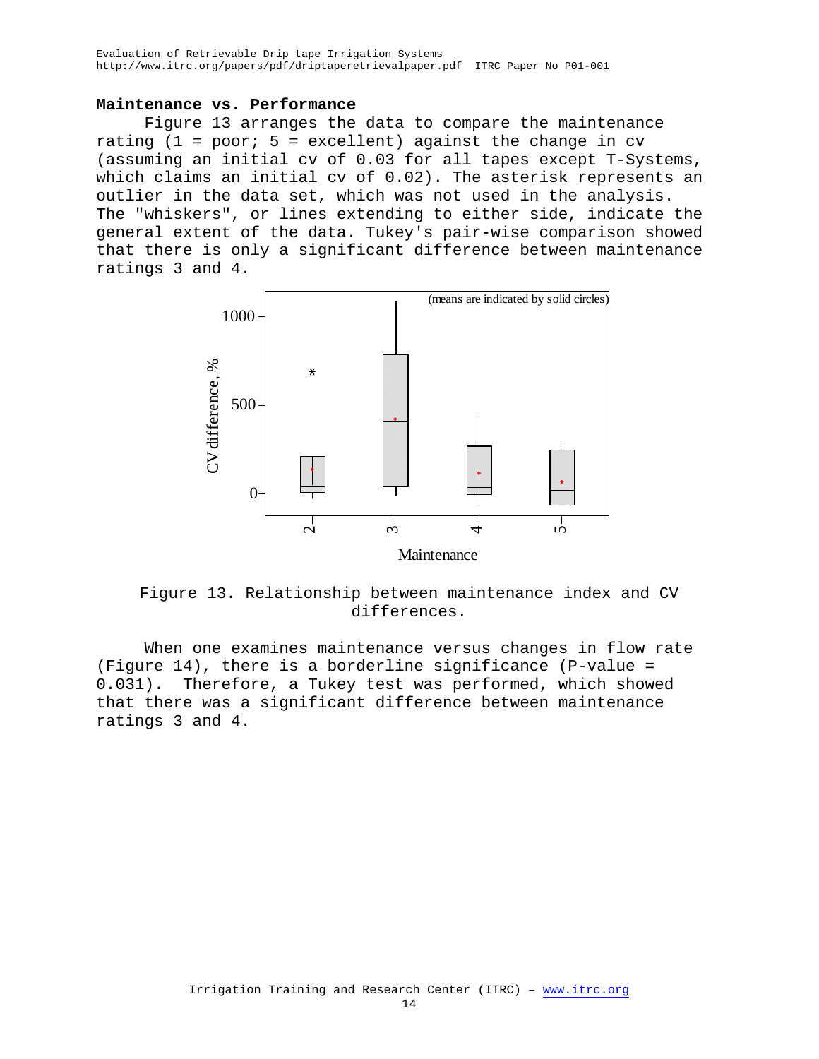## Maintenance vs. Performance

Figure 13 arranges the data to compare the maintenance rating (1 = poor; 5 = excellent) against the change in cv (assuming an initial cv of 0.03 for all tapes except T-Systems, which claims an initial cv of 0.02). The asterisk represents an outlier in the data set, which was not used in the analysis. The "whiskers", or lines extending to either side, indicate the general extent of the data. Tukey's pair-wise comparison showed that there is only a significant difference between maintenance ratings 3 and 4.

Figure 13. Relationship between maintenance index and CV differences.

When one examines maintenance versus changes in flow rate (Figure 14), there is a borderline significance (P-value = 0.031). Therefore, a Tukey test was performed, which showed that there was a significant difference between maintenance ratings 3 and 4.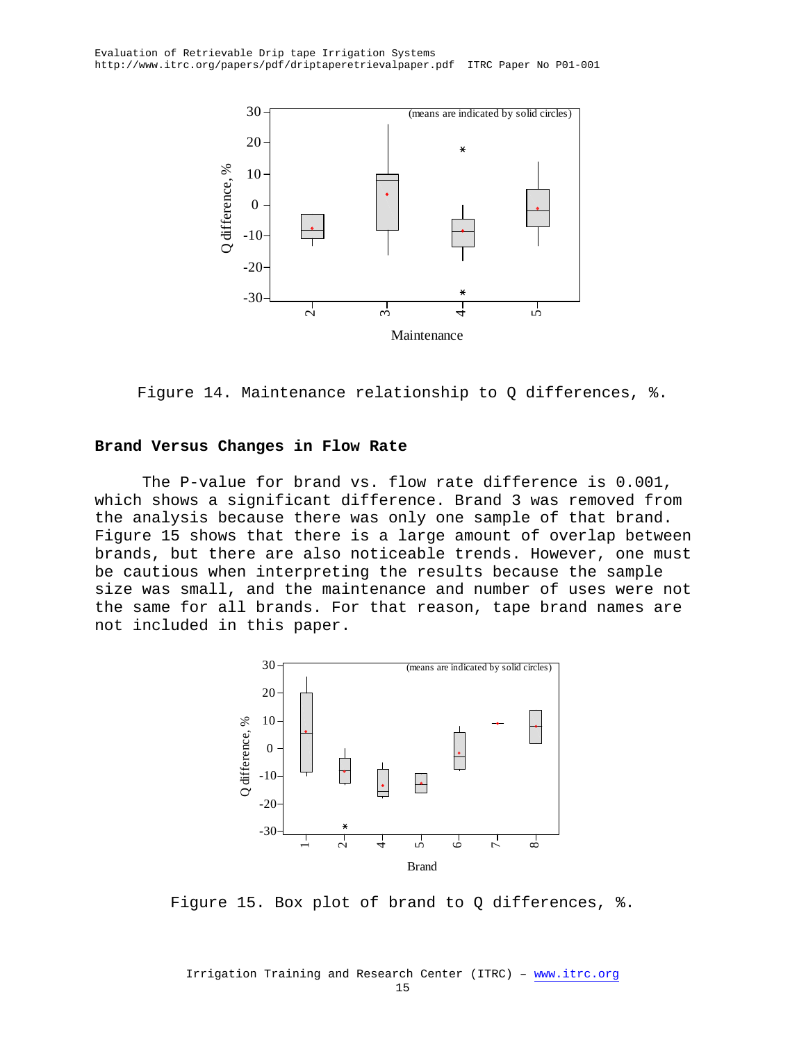Figure 14. Maintenance relationship to Q differences, %.

## Brand Versus Changes in Flow Rate

The P-value for brand vs. flow rate difference is 0.001, which shows a significant difference. Brand 3 was removed from the analysis because there was only one sample of that brand. Figure 15 shows that there is a large amount of overlap between brands, but there are also noticeable trends. However, one must be cautious when interpreting the results because the sample size was small, and the maintenance and number of uses were not the same for all brands. For that reason, tape brand names are not included in this paper.

Figure 15. Box plot of brand to Q differences, %.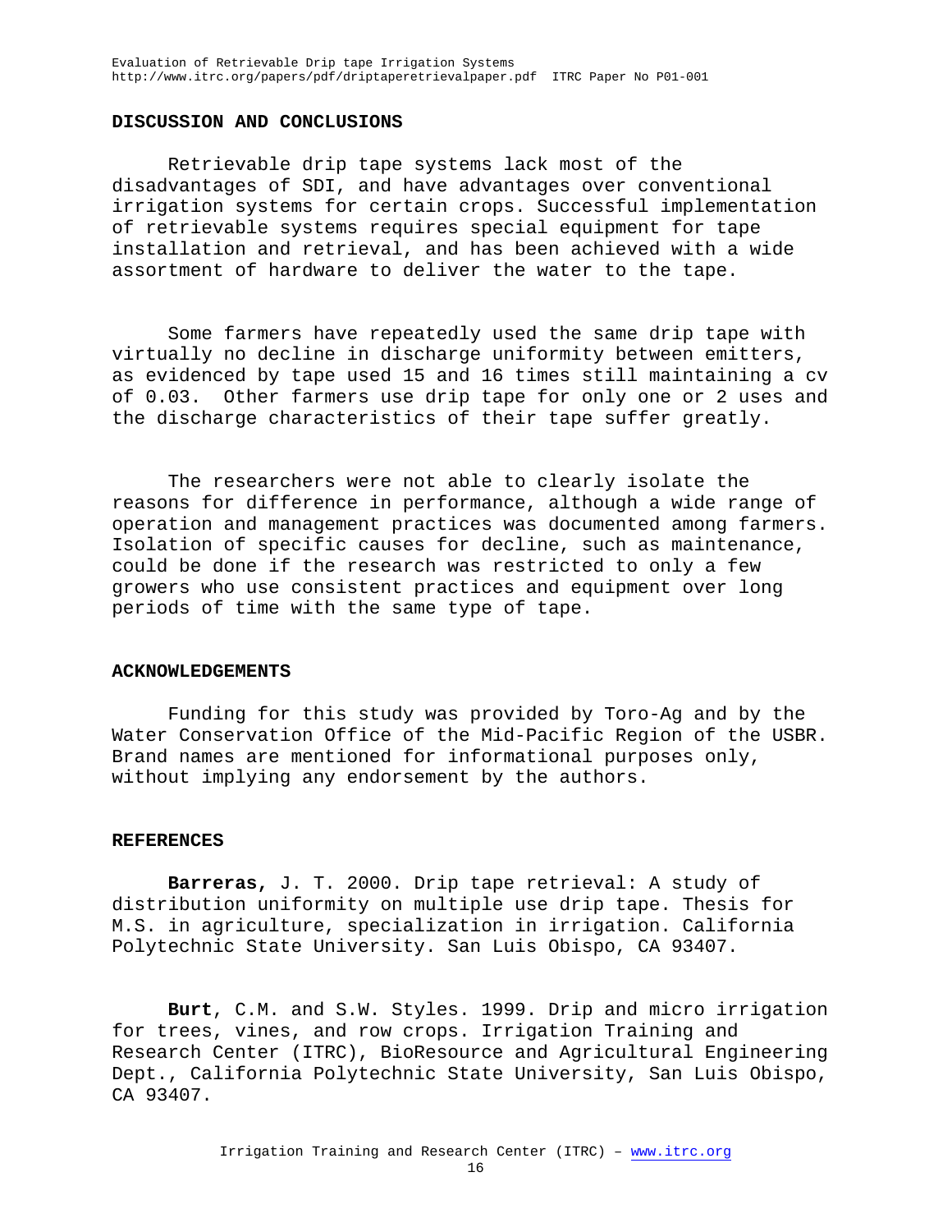## DISCUSSION AND CONCLUSIONS

Retrievable drip tape systems lack most of the disadvantages of SDI, and have advantages over conventional irrigation systems for certain crops. Successful implementation of retrievable systems requires special equipment for tape installation and retrieval, and has been achieved with a wide assortment of hardware to deliver the water to the tape.

Some farmers have repeatedly used the same drip tape with virtually no decline in discharge uniformity between emitters, as evidenced by tape used 15 and 16 times still maintaining a cv of 0.03. Other farmers use drip tape for only one or 2 uses and the discharge characteristics of their tape suffer greatly.

The researchers were not able to clearly isolate the reasons for difference in performance, although a wide range of operation and management practices was documented among farmers. Isolation of specific causes for decline, such as maintenance, could be done if the research was restricted to only a few growers who use consistent practices and equipment over long periods of time with the same type of tape.

## ACKNOWLEDGEMENTS

Funding for this study was provided by Toro-Ag and by the Water Conservation Office of the Mid-Pacific Region of the USBR. Brand names are mentioned for informational purposes only, without implying any endorsement by the authors.

## REFERENCES

**Barreras,** J. T. 2000. Drip tape retrieval: A study of distribution uniformity on multiple use drip tape. Thesis for M.S. in agriculture, specialization in irrigation. California Polytechnic State University. San Luis Obispo, CA 93407.

**Burt**, C.M. and S.W. Styles. 1999. Drip and micro irrigation for trees, vines, and row crops. Irrigation Training and Research Center (ITRC), BioResource and Agricultural Engineering Dept., California Polytechnic State University, San Luis Obispo, CA 93407.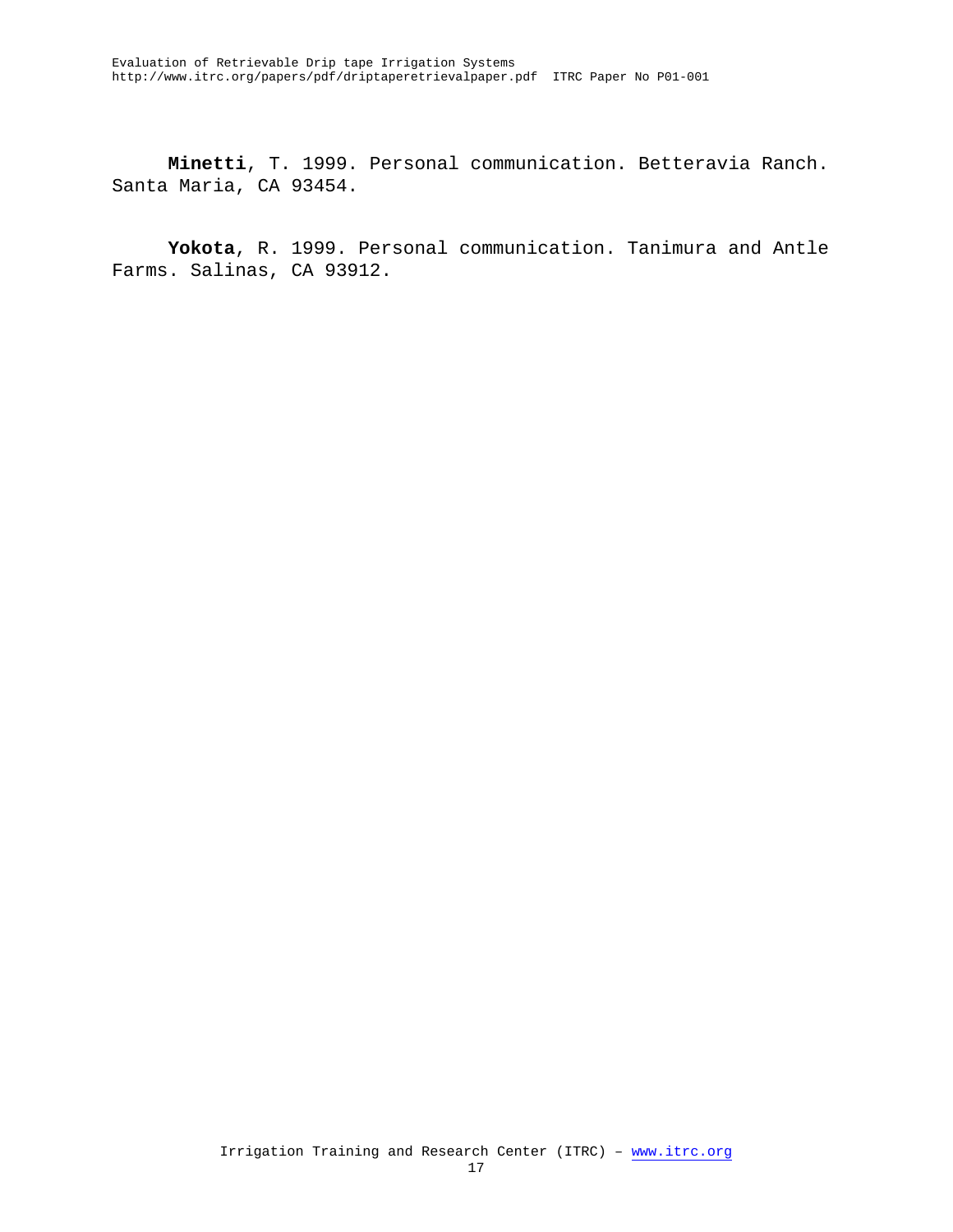**Minetti**, T. 1999. Personal communication. Betteravia Ranch. Santa Maria, CA 93454.

**Yokota**, R. 1999. Personal communication. Tanimura and Antle Farms. Salinas, CA 93912.